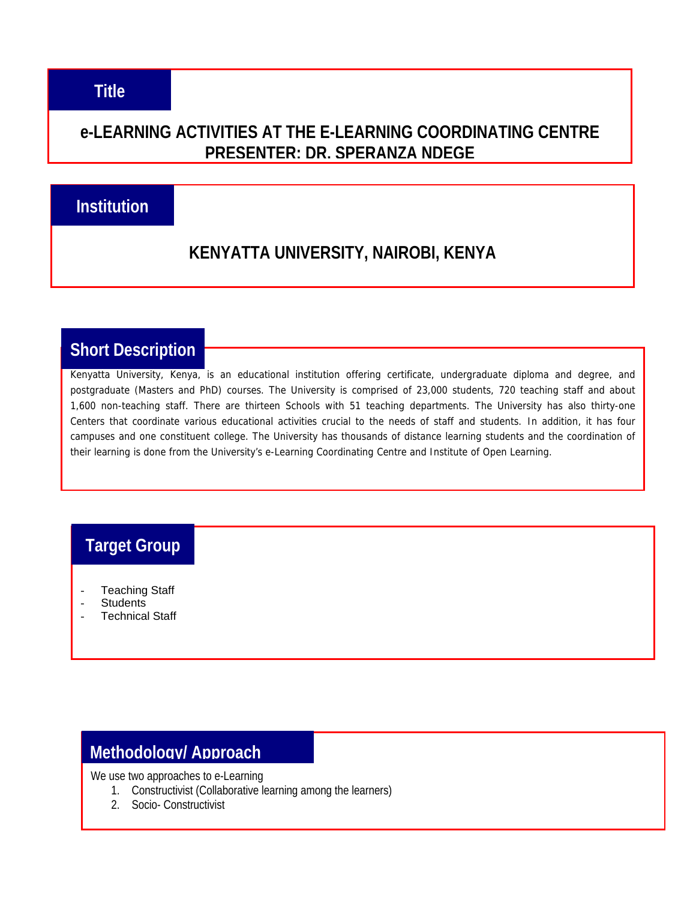## Title

**e-LEARNING ACTIVITIES AT THE E-LEARNING COORDINATING CENTRE**
**PRESENTER: DR. SPERANZA NDEGE**

## Institution

**KENYATTA UNIVERSITY, NAIROBI, KENYA**

## Short Description

Kenyatta University, Kenya, is an educational institution offering certificate, undergraduate diploma and degree, and postgraduate (Masters and PhD) courses. The University is comprised of 23,000 students, 720 teaching staff and about 1,600 non-teaching staff. There are thirteen Schools with 51 teaching departments. The University has also thirty-one Centers that coordinate various educational activities crucial to the needs of staff and students. In addition, it has four campuses and one constituent college. The University has thousands of distance learning students and the coordination of their learning is done from the University's e-Learning Coordinating Centre and Institute of Open Learning.

## Target Group

- Teaching Staff
- Students
- Technical Staff

## Methodology/ Approach

We use two approaches to e-Learning

1. Constructivist (Collaborative learning among the learners)
2. Socio- Constructivist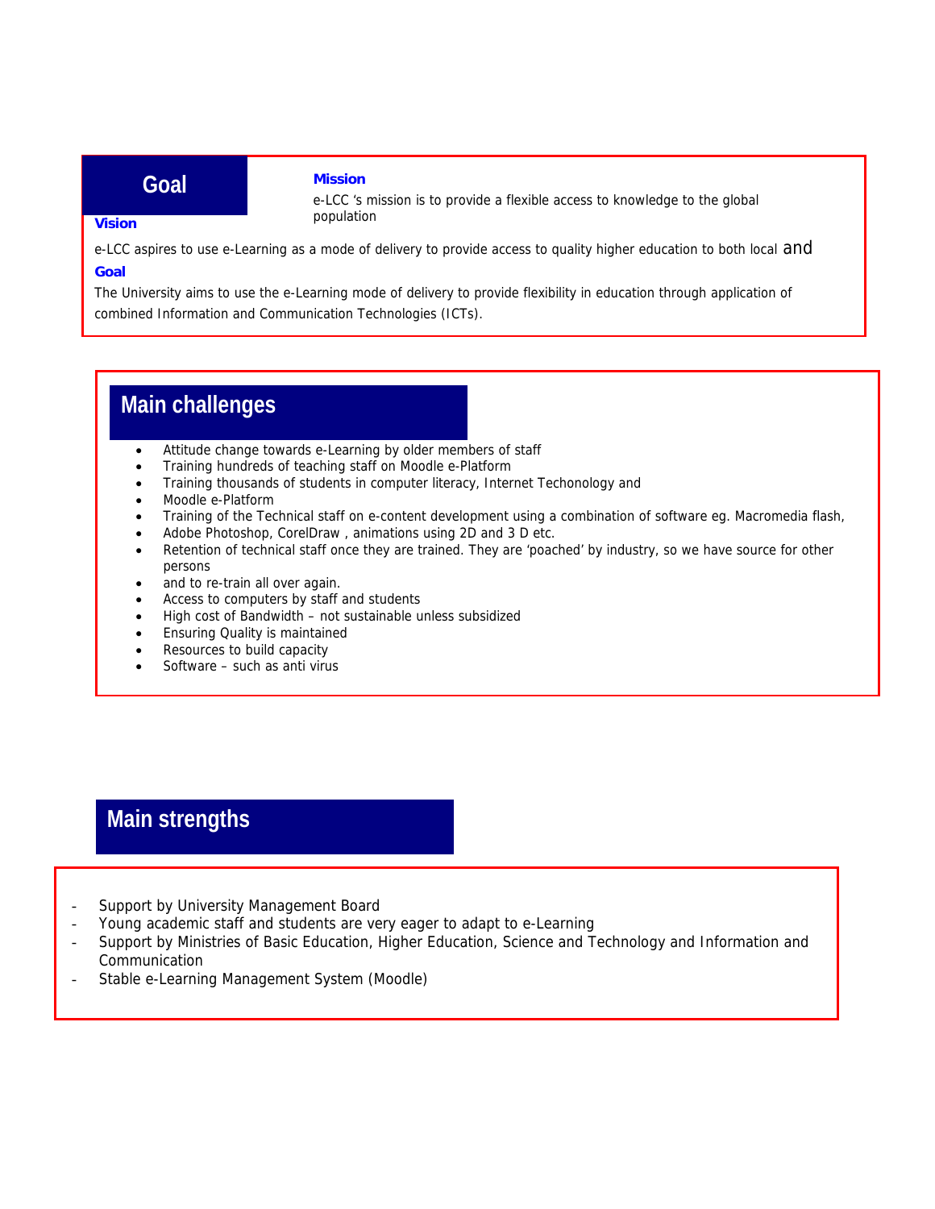## Goal

**Mission**

e-LCC 's mission is to provide a flexible access to knowledge to the global population

**Vision**

e-LCC aspires to use e-Learning as a mode of delivery to provide access to quality higher education to both local and

**Goal**

The University aims to use the e-Learning mode of delivery to provide flexibility in education through application of combined Information and Communication Technologies (ICTs).

## Main challenges

- Attitude change towards e-Learning by older members of staff
- Training hundreds of teaching staff on Moodle e-Platform
- Training thousands of students in computer literacy, Internet Techonology and
- Moodle e-Platform
- Training of the Technical staff on e-content development using a combination of software eg. Macromedia flash,
- Adobe Photoshop, CorelDraw , animations using 2D and 3 D etc.
- Retention of technical staff once they are trained. They are 'poached' by industry, so we have source for other persons
- and to re-train all over again.
- Access to computers by staff and students
- High cost of Bandwidth – not sustainable unless subsidized
- Ensuring Quality is maintained
- Resources to build capacity
- Software – such as anti virus

## Main strengths

- Support by University Management Board
- Young academic staff and students are very eager to adapt to e-Learning
- Support by Ministries of Basic Education, Higher Education, Science and Technology and Information and Communication
- Stable e-Learning Management System (Moodle)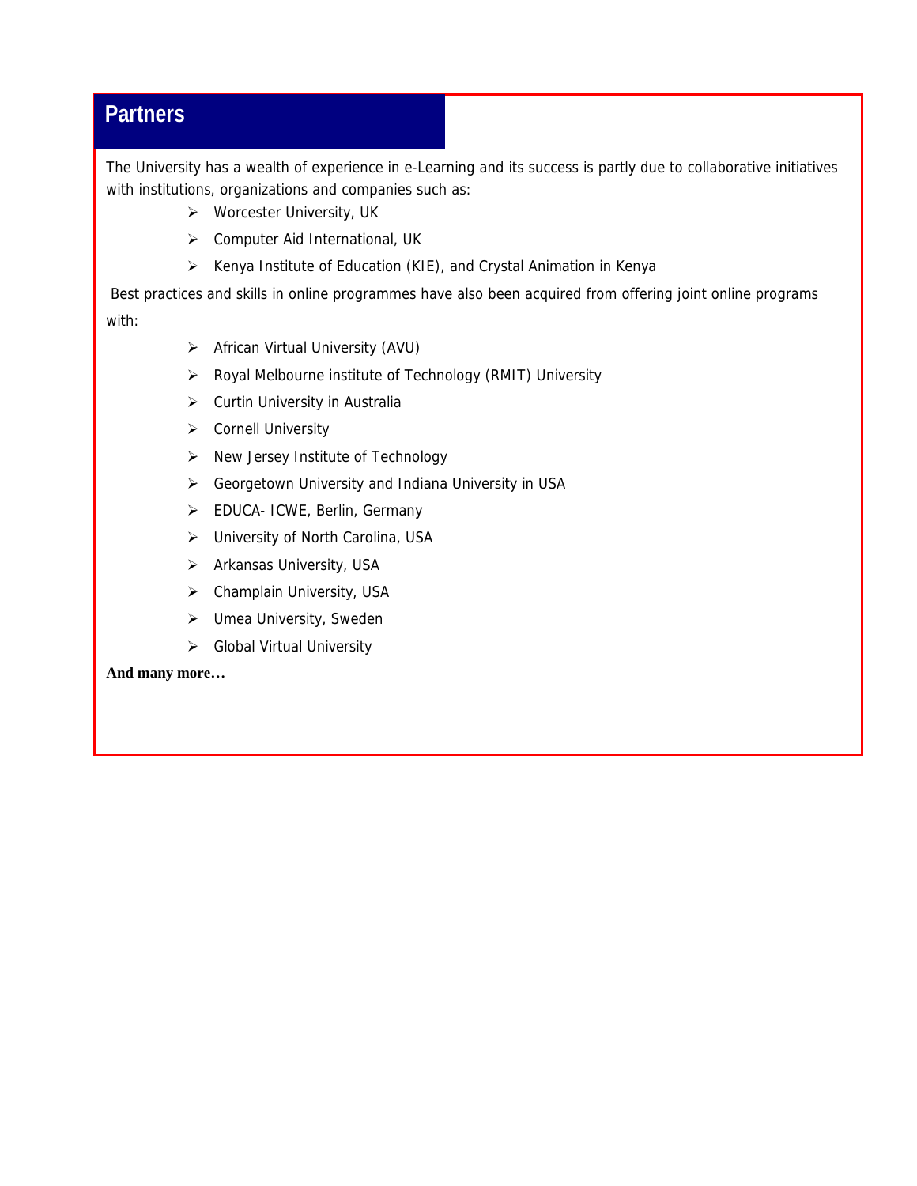## Partners

The University has a wealth of experience in e-Learning and its success is partly due to collaborative initiatives with institutions, organizations and companies such as:

- Worcester University, UK
- Computer Aid International, UK
- Kenya Institute of Education (KIE), and Crystal Animation in Kenya

Best practices and skills in online programmes have also been acquired from offering joint online programs with:

- African Virtual University (AVU)
- Royal Melbourne institute of Technology (RMIT) University
- Curtin University in Australia
- Cornell University
- New Jersey Institute of Technology
- Georgetown University and Indiana University in USA
- EDUCA- ICWE, Berlin, Germany
- University of North Carolina, USA
- Arkansas University, USA
- Champlain University, USA
- Umea University, Sweden
- Global Virtual University

**And many more…**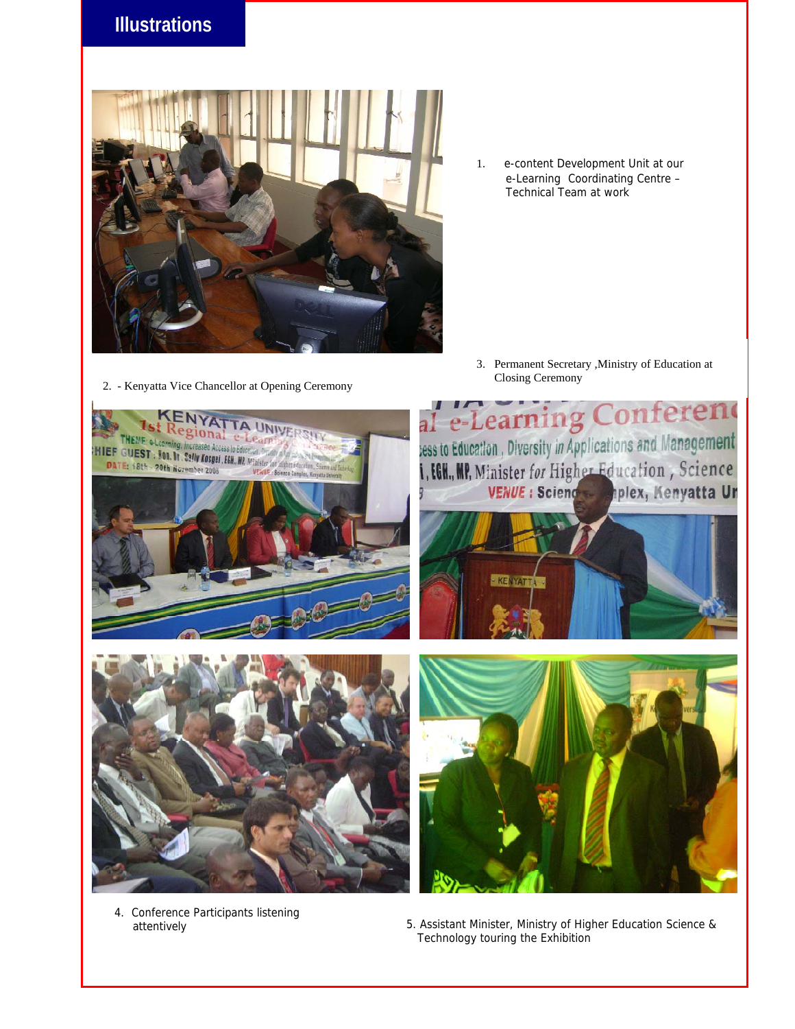# Illustrations

1. e-content Development Unit at our e-Learning Coordinating Centre – Technical Team at work

2. - Kenyatta Vice Chancellor at Opening Ceremony

3. Permanent Secretary ,Ministry of Education at Closing Ceremony

4. Conference Participants listening attentively

5. Assistant Minister, Ministry of Higher Education Science & Technology touring the Exhibition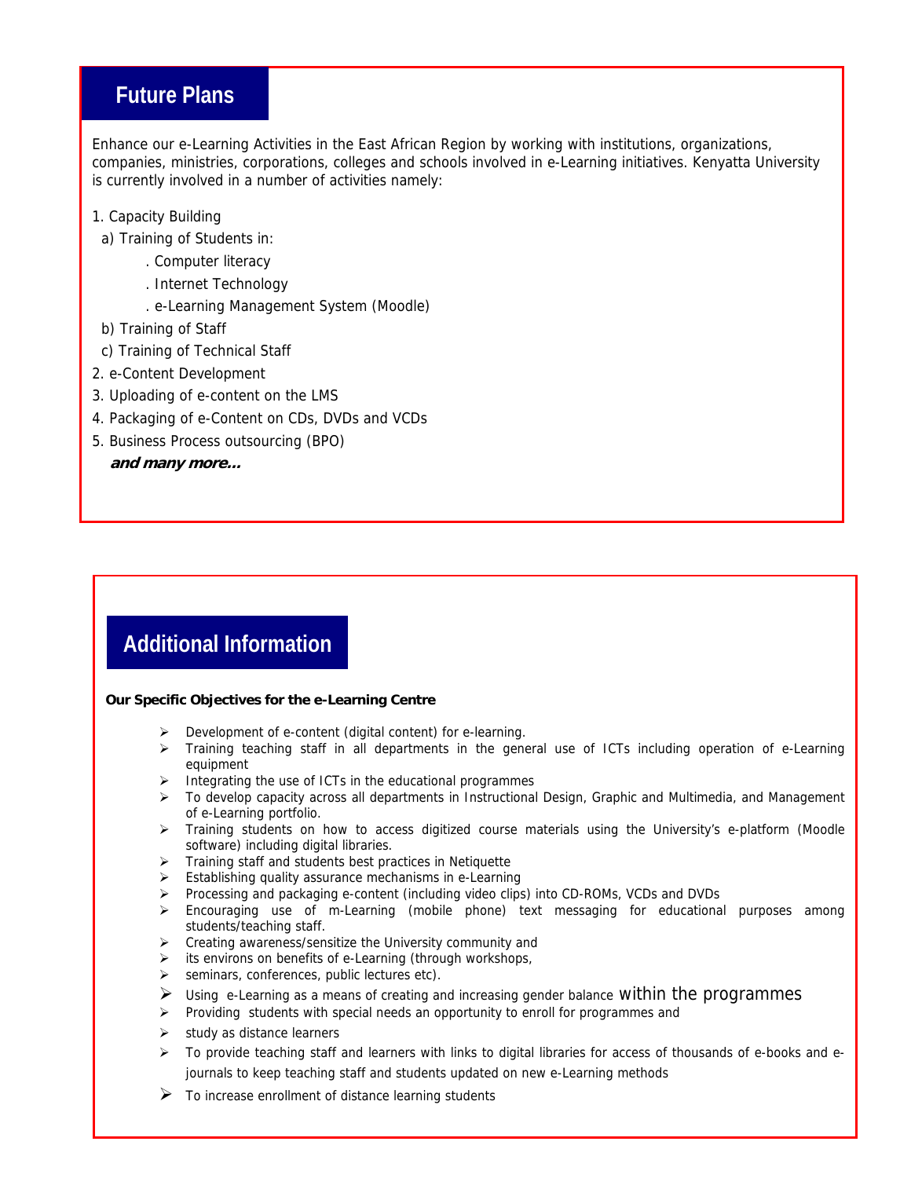## Future Plans

Enhance our e-Learning Activities in the East African Region by working with institutions, organizations, companies, ministries, corporations, colleges and schools involved in e-Learning initiatives. Kenyatta University is currently involved in a number of activities namely:

1. Capacity Building
   - a) Training of Students in:
     - . Computer literacy
     - . Internet Technology
     - . e-Learning Management System (Moodle)
   - b) Training of Staff
   - c) Training of Technical Staff
2. e-Content Development
3. Uploading of e-content on the LMS
4. Packaging of e-Content on CDs, DVDs and VCDs
5. Business Process outsourcing (BPO)

***and many more...***

## Additional Information

**Our Specific Objectives for the e-Learning Centre**

- Development of e-content (digital content) for e-learning.
- Training teaching staff in all departments in the general use of ICTs including operation of e-Learning equipment
- Integrating the use of ICTs in the educational programmes
- To develop capacity across all departments in Instructional Design, Graphic and Multimedia, and Management of e-Learning portfolio.
- Training students on how to access digitized course materials using the University's e-platform (Moodle software) including digital libraries.
- Training staff and students best practices in Netiquette
- Establishing quality assurance mechanisms in e-Learning
- Processing and packaging e-content (including video clips) into CD-ROMs, VCDs and DVDs
- Encouraging use of m-Learning (mobile phone) text messaging for educational purposes among students/teaching staff.
- Creating awareness/sensitize the University community and
- its environs on benefits of e-Learning (through workshops,
- seminars, conferences, public lectures etc).
- Using e-Learning as a means of creating and increasing gender balance within the programmes
- Providing students with special needs an opportunity to enroll for programmes and
- study as distance learners
- To provide teaching staff and learners with links to digital libraries for access of thousands of e-books and e-journals to keep teaching staff and students updated on new e-Learning methods
- To increase enrollment of distance learning students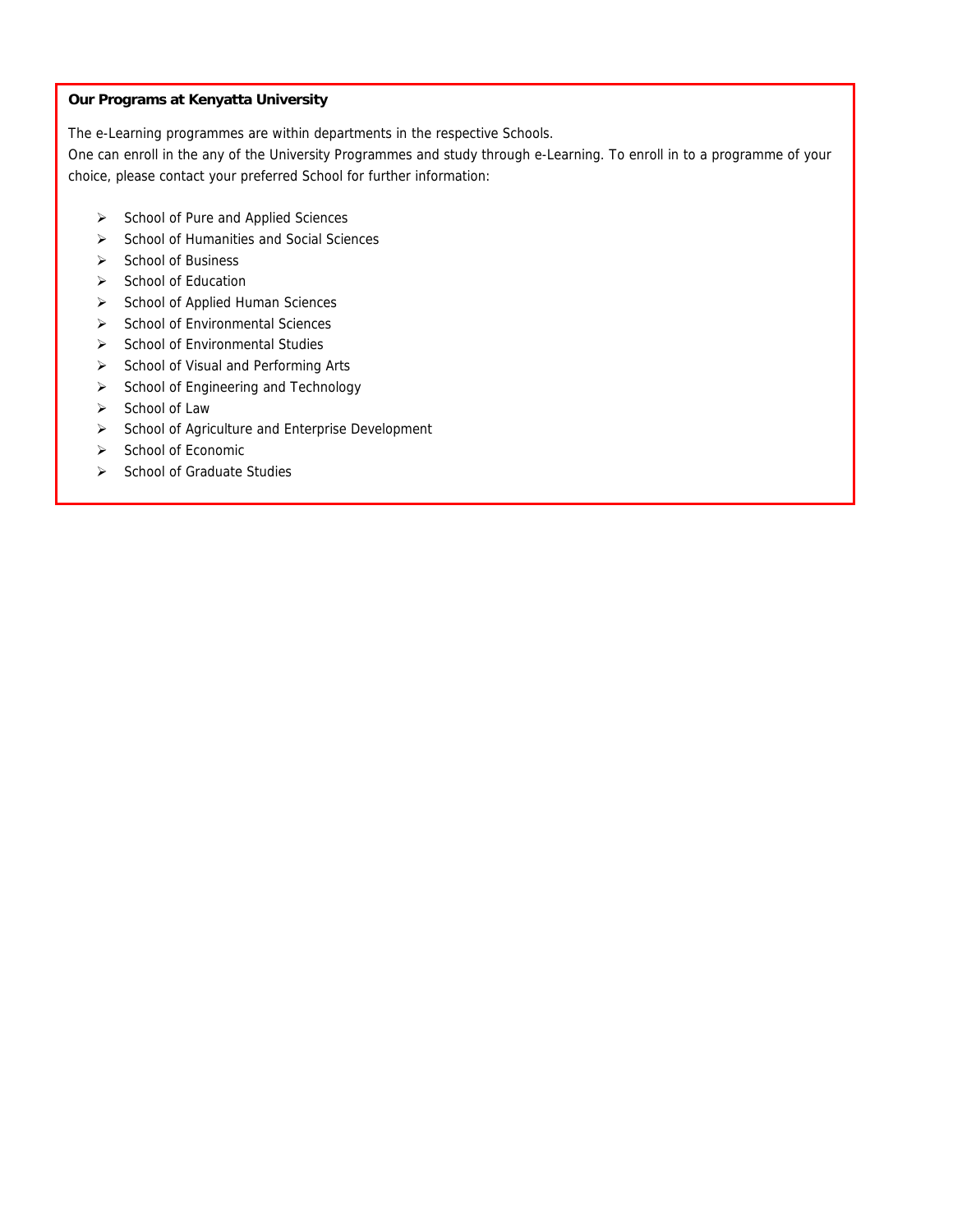**Our Programs at Kenyatta University**

The e-Learning programmes are within departments in the respective Schools.
One can enroll in the any of the University Programmes and study through e-Learning. To enroll in to a programme of your choice, please contact your preferred School for further information:

- School of Pure and Applied Sciences
- School of Humanities and Social Sciences
- School of Business
- School of Education
- School of Applied Human Sciences
- School of Environmental Sciences
- School of Environmental Studies
- School of Visual and Performing Arts
- School of Engineering and Technology
- School of Law
- School of Agriculture and Enterprise Development
- School of Economic
- School of Graduate Studies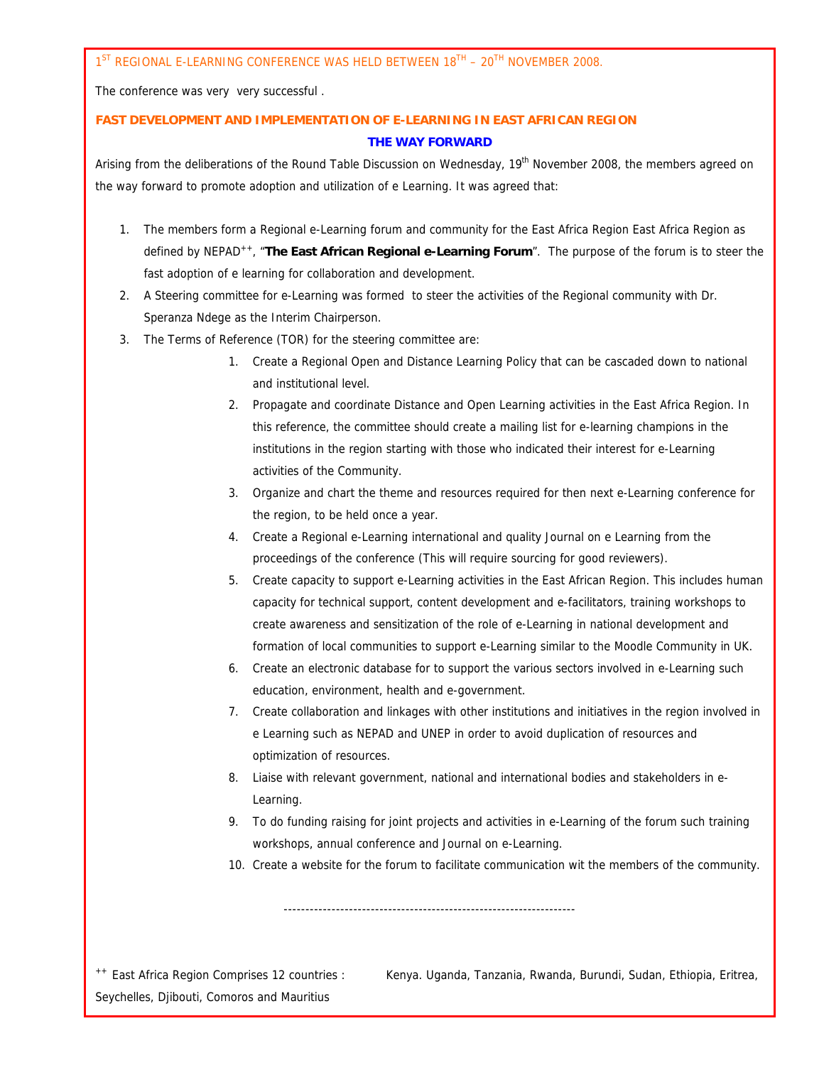1ST REGIONAL E-LEARNING CONFERENCE WAS HELD BETWEEN 18TH – 20TH NOVEMBER 2008.

The conference was very very successful .

## FAST DEVELOPMENT AND IMPLEMENTATION OF E-LEARNING IN EAST AFRICAN REGION

### THE WAY FORWARD

Arising from the deliberations of the Round Table Discussion on Wednesday, 19th November 2008, the members agreed on the way forward to promote adoption and utilization of e Learning. It was agreed that:

1. The members form a Regional e-Learning forum and community for the East Africa Region East Africa Region as defined by NEPAD++, "**The East African Regional e-Learning Forum**". The purpose of the forum is to steer the fast adoption of e learning for collaboration and development.
2. A Steering committee for e-Learning was formed to steer the activities of the Regional community with Dr. Speranza Ndege as the Interim Chairperson.
3. The Terms of Reference (TOR) for the steering committee are:
    1. Create a Regional Open and Distance Learning Policy that can be cascaded down to national and institutional level.
    2. Propagate and coordinate Distance and Open Learning activities in the East Africa Region. In this reference, the committee should create a mailing list for e-learning champions in the institutions in the region starting with those who indicated their interest for e-Learning activities of the Community.
    3. Organize and chart the theme and resources required for then next e-Learning conference for the region, to be held once a year.
    4. Create a Regional e-Learning international and quality Journal on e Learning from the proceedings of the conference (This will require sourcing for good reviewers).
    5. Create capacity to support e-Learning activities in the East African Region. This includes human capacity for technical support, content development and e-facilitators, training workshops to create awareness and sensitization of the role of e-Learning in national development and formation of local communities to support e-Learning similar to the Moodle Community in UK.
    6. Create an electronic database for to support the various sectors involved in e-Learning such education, environment, health and e-government.
    7. Create collaboration and linkages with other institutions and initiatives in the region involved in e Learning such as NEPAD and UNEP in order to avoid duplication of resources and optimization of resources.
    8. Liaise with relevant government, national and international bodies and stakeholders in e-Learning.
    9. To do funding raising for joint projects and activities in e-Learning of the forum such training workshops, annual conference and Journal on e-Learning.
    10. Create a website for the forum to facilitate communication wit the members of the community.

---

++ East Africa Region Comprises 12 countries : Kenya. Uganda, Tanzania, Rwanda, Burundi, Sudan, Ethiopia, Eritrea, Seychelles, Djibouti, Comoros and Mauritius